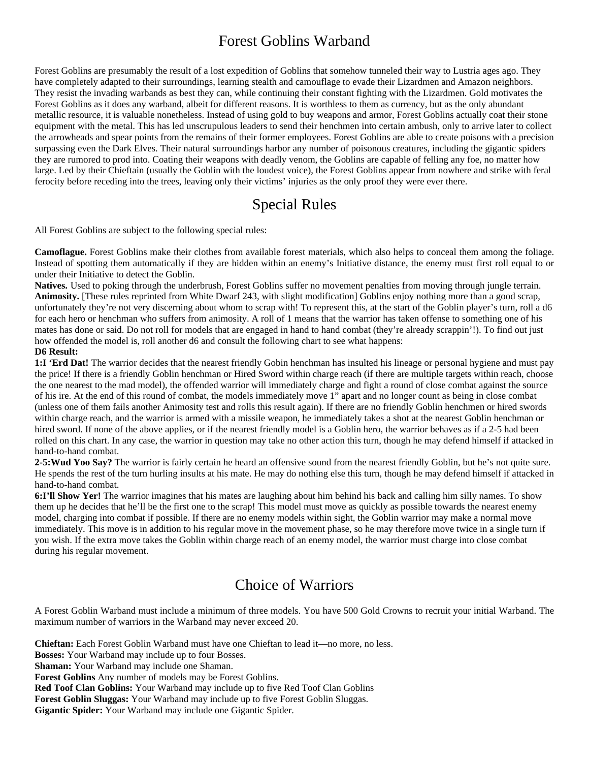# Forest Goblins Warband

Forest Goblins are presumably the result of a lost expedition of Goblins that somehow tunneled their way to Lustria ages ago. They have completely adapted to their surroundings, learning stealth and camouflage to evade their Lizardmen and Amazon neighbors. They resist the invading warbands as best they can, while continuing their constant fighting with the Lizardmen. Gold motivates the Forest Goblins as it does any warband, albeit for different reasons. It is worthless to them as currency, but as the only abundant metallic resource, it is valuable nonetheless. Instead of using gold to buy weapons and armor, Forest Goblins actually coat their stone equipment with the metal. This has led unscrupulous leaders to send their henchmen into certain ambush, only to arrive later to collect the arrowheads and spear points from the remains of their former employees. Forest Goblins are able to create poisons with a precision surpassing even the Dark Elves. Their natural surroundings harbor any number of poisonous creatures, including the gigantic spiders they are rumored to prod into. Coating their weapons with deadly venom, the Goblins are capable of felling any foe, no matter how large. Led by their Chieftain (usually the Goblin with the loudest voice), the Forest Goblins appear from nowhere and strike with feral ferocity before receding into the trees, leaving only their victims' injuries as the only proof they were ever there.

## Special Rules

All Forest Goblins are subject to the following special rules:

**Camoflague.** Forest Goblins make their clothes from available forest materials, which also helps to conceal them among the foliage. Instead of spotting them automatically if they are hidden within an enemy's Initiative distance, the enemy must first roll equal to or under their Initiative to detect the Goblin.

**Natives.** Used to poking through the underbrush, Forest Goblins suffer no movement penalties from moving through jungle terrain.

**Animosity.** [These rules reprinted from White Dwarf 243, with slight modification] Goblins enjoy nothing more than a good scrap, unfortunately they're not very discerning about whom to scrap with! To represent this, at the start of the Goblin player's turn, roll a d6 for each hero or henchman who suffers from animosity. A roll of 1 means that the warrior has taken offense to something one of his mates has done or said. Do not roll for models that are engaged in hand to hand combat (they're already scrappin'!). To find out just how offended the model is, roll another d6 and consult the following chart to see what happens:

**D6 Result:**

**1:I 'Erd Dat!** The warrior decides that the nearest friendly Gobin henchman has insulted his lineage or personal hygiene and must pay the price! If there is a friendly Goblin henchman or Hired Sword within charge reach (if there are multiple targets within reach, choose the one nearest to the mad model), the offended warrior will immediately charge and fight a round of close combat against the source of his ire. At the end of this round of combat, the models immediately move 1" apart and no longer count as being in close combat (unless one of them fails another Animosity test and rolls this result again). If there are no friendly Goblin henchmen or hired swords within charge reach, and the warrior is armed with a missile weapon, he immediately takes a shot at the nearest Goblin henchman or hired sword. If none of the above applies, or if the nearest friendly model is a Goblin hero, the warrior behaves as if a 2-5 had been rolled on this chart. In any case, the warrior in question may take no other action this turn, though he may defend himself if attacked in hand-to-hand combat.

**2-5:Wud Yoo Say?** The warrior is fairly certain he heard an offensive sound from the nearest friendly Goblin, but he's not quite sure. He spends the rest of the turn hurling insults at his mate. He may do nothing else this turn, though he may defend himself if attacked in hand-to-hand combat.

**6:I'll Show Yer!** The warrior imagines that his mates are laughing about him behind his back and calling him silly names. To show them up he decides that he'll be the first one to the scrap! This model must move as quickly as possible towards the nearest enemy model, charging into combat if possible. If there are no enemy models within sight, the Goblin warrior may make a normal move immediately. This move is in addition to his regular move in the movement phase, so he may therefore move twice in a single turn if you wish. If the extra move takes the Goblin within charge reach of an enemy model, the warrior must charge into close combat during his regular movement.

## Choice of Warriors

A Forest Goblin Warband must include a minimum of three models. You have 500 Gold Crowns to recruit your initial Warband. The maximum number of warriors in the Warband may never exceed 20.

**Chieftan:** Each Forest Goblin Warband must have one Chieftan to lead it—no more, no less.
**Bosses:** Your Warband may include up to four Bosses.
**Shaman:** Your Warband may include one Shaman.
**Forest Goblins** Any number of models may be Forest Goblins.
**Red Toof Clan Goblins:** Your Warband may include up to five Red Toof Clan Goblins
**Forest Goblin Sluggas:** Your Warband may include up to five Forest Goblin Sluggas.
**Gigantic Spider:** Your Warband may include one Gigantic Spider.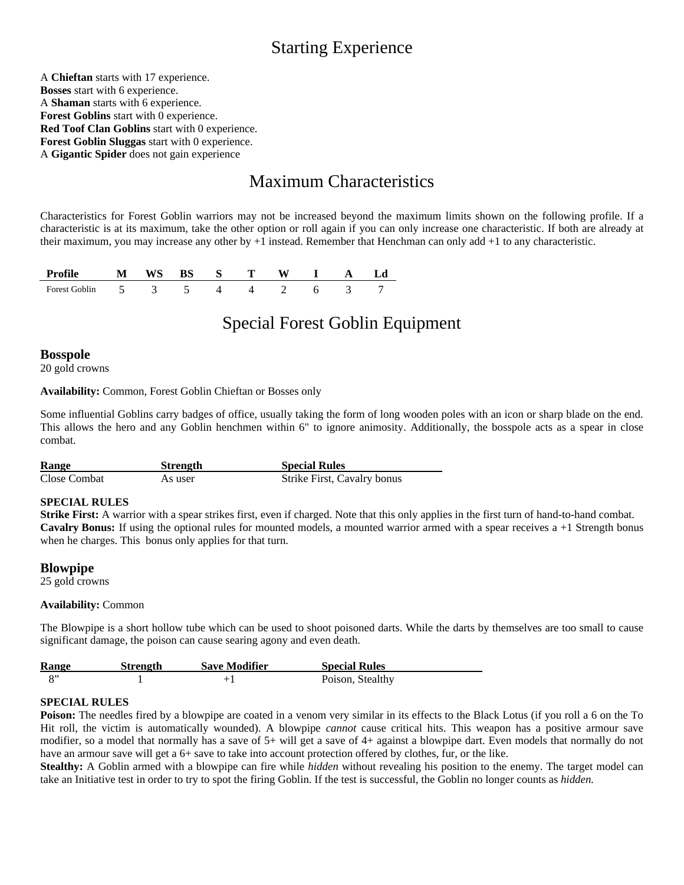# Starting Experience

A **Chieftan** starts with 17 experience.
**Bosses** start with 6 experience.
A **Shaman** starts with 6 experience.
**Forest Goblins** start with 0 experience.
**Red Toof Clan Goblins** start with 0 experience.
**Forest Goblin Sluggas** start with 0 experience.
A **Gigantic Spider** does not gain experience

# Maximum Characteristics

Characteristics for Forest Goblin warriors may not be increased beyond the maximum limits shown on the following profile. If a characteristic is at its maximum, take the other option or roll again if you can only increase one characteristic. If both are already at their maximum, you may increase any other by +1 instead. Remember that Henchman can only add +1 to any characteristic.

| Profile | M | WS | BS | S | T | W | I | A | Ld |
|---|---|---|---|---|---|---|---|---|---|
| Forest Goblin | 5 | 3 | 5 | 4 | 4 | 2 | 6 | 3 | 7 |

# Special Forest Goblin Equipment

## Bosspole

20 gold crowns

**Availability:** Common, Forest Goblin Chieftan or Bosses only

Some influential Goblins carry badges of office, usually taking the form of long wooden poles with an icon or sharp blade on the end. This allows the hero and any Goblin henchmen within 6" to ignore animosity. Additionally, the bosspole acts as a spear in close combat.

| Range | Strength | Special Rules |
|---|---|---|
| Close Combat | As user | Strike First, Cavalry bonus |

**SPECIAL RULES**

**Strike First:** A warrior with a spear strikes first, even if charged. Note that this only applies in the first turn of hand-to-hand combat.
**Cavalry Bonus:** If using the optional rules for mounted models, a mounted warrior armed with a spear receives a +1 Strength bonus when he charges. This bonus only applies for that turn.

## Blowpipe

25 gold crowns

**Availability:** Common

The Blowpipe is a short hollow tube which can be used to shoot poisoned darts. While the darts by themselves are too small to cause significant damage, the poison can cause searing agony and even death.

| Range | Strength | Save Modifier | Special Rules |
|---|---|---|---|
| 8” | 1 | +1 | Poison, Stealthy |

**SPECIAL RULES**

**Poison:** The needles fired by a blowpipe are coated in a venom very similar in its effects to the Black Lotus (if you roll a 6 on the To Hit roll, the victim is automatically wounded). A blowpipe *cannot* cause critical hits. This weapon has a positive armour save modifier, so a model that normally has a save of 5+ will get a save of 4+ against a blowpipe dart. Even models that normally do not have an armour save will get a 6+ save to take into account protection offered by clothes, fur, or the like.
**Stealthy:** A Goblin armed with a blowpipe can fire while *hidden* without revealing his position to the enemy. The target model can take an Initiative test in order to try to spot the firing Goblin. If the test is successful, the Goblin no longer counts as *hidden.*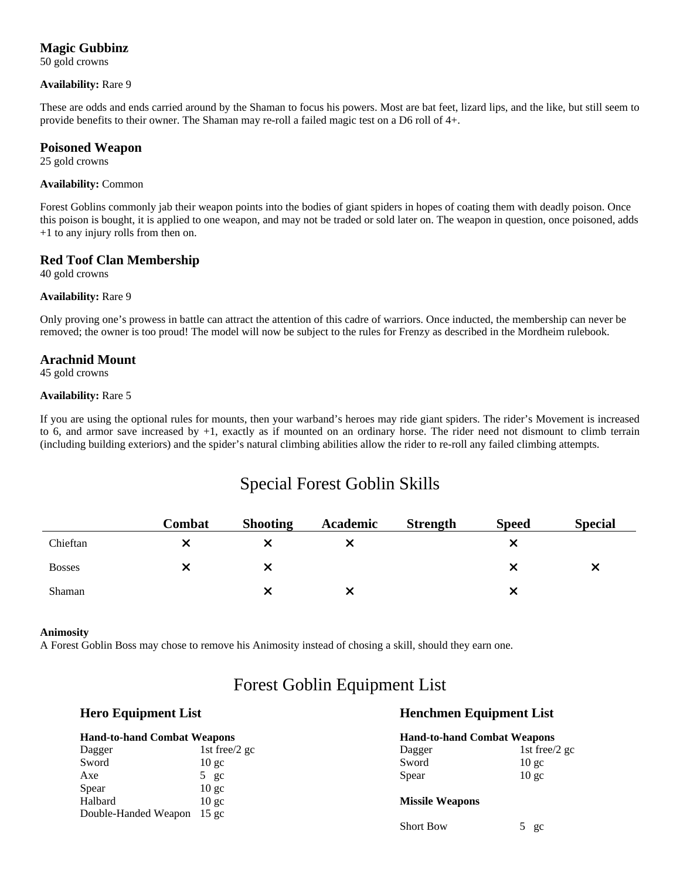### Magic Gubbinz

50 gold crowns

**Availability:** Rare 9

These are odds and ends carried around by the Shaman to focus his powers. Most are bat feet, lizard lips, and the like, but still seem to provide benefits to their owner. The Shaman may re-roll a failed magic test on a D6 roll of 4+.

### Poisoned Weapon

25 gold crowns

**Availability:** Common

Forest Goblins commonly jab their weapon points into the bodies of giant spiders in hopes of coating them with deadly poison. Once this poison is bought, it is applied to one weapon, and may not be traded or sold later on. The weapon in question, once poisoned, adds +1 to any injury rolls from then on.

### Red Toof Clan Membership

40 gold crowns

**Availability:** Rare 9

Only proving one's prowess in battle can attract the attention of this cadre of warriors. Once inducted, the membership can never be removed; the owner is too proud! The model will now be subject to the rules for Frenzy as described in the Mordheim rulebook.

### Arachnid Mount

45 gold crowns

**Availability:** Rare 5

If you are using the optional rules for mounts, then your warband's heroes may ride giant spiders. The rider's Movement is increased to 6, and armor save increased by +1, exactly as if mounted on an ordinary horse. The rider need not dismount to climb terrain (including building exteriors) and the spider's natural climbing abilities allow the rider to re-roll any failed climbing attempts.

## Special Forest Goblin Skills

| | Combat | Shooting | Academic | Strength | Speed | Special |
|---|---|---|---|---|---|---|
| Chieftan | ✕ | ✕ | ✕ | | ✕ | |
| Bosses | ✕ | ✕ | | | ✕ | ✕ |
| Shaman | | ✕ | ✕ | | ✕ | |

**Animosity**

A Forest Goblin Boss may chose to remove his Animosity instead of chosing a skill, should they earn one.

## Forest Goblin Equipment List

### Hero Equipment List

**Hand-to-hand Combat Weapons**

| | |
|---|---|
| Dagger | 1st free/2 gc |
| Sword | 10 gc |
| Axe | 5 gc |
| Spear | 10 gc |
| Halbard | 10 gc |
| Double-Handed Weapon | 15 gc |

### Henchmen Equipment List

**Hand-to-hand Combat Weapons**

| | |
|---|---|
| Dagger | 1st free/2 gc |
| Sword | 10 gc |
| Spear | 10 gc |

**Missile Weapons**

| | |
|---|---|
| Short Bow | 5 gc |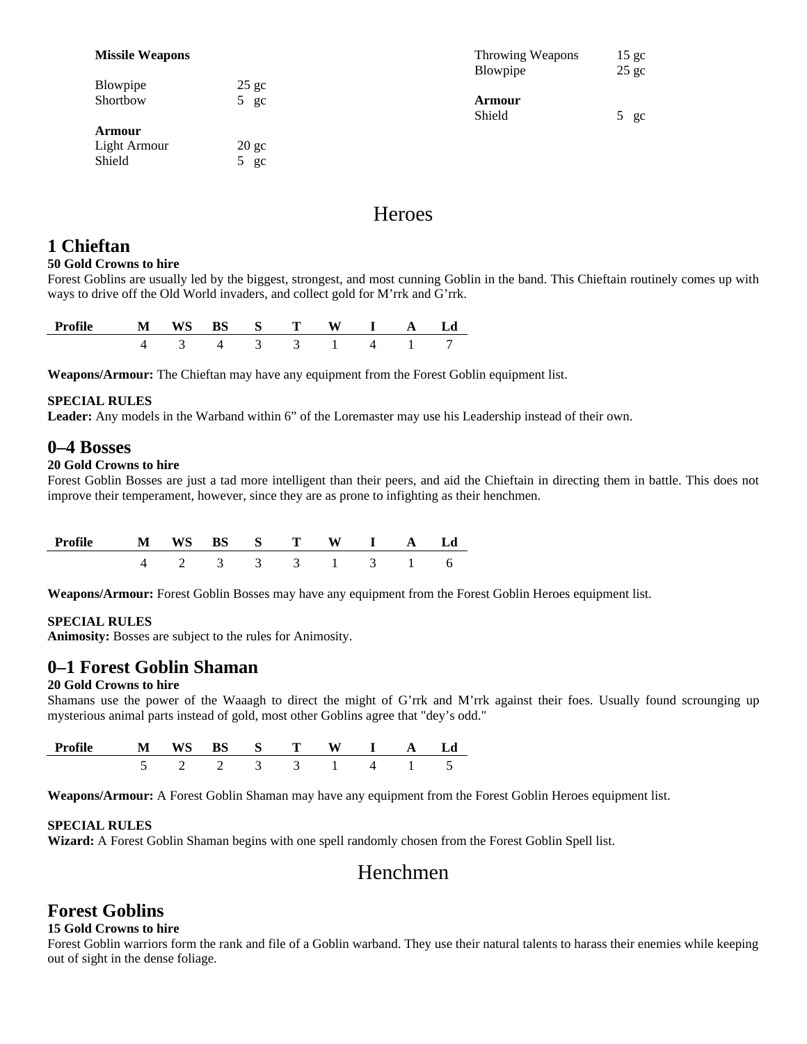**Missile Weapons**

| | |
|---|---|
| Blowpipe | 25 gc |
| Shortbow | 5 gc |

**Armour**

| | |
|---|---|
| Light Armour | 20 gc |
| Shield | 5 gc |

| | |
|---|---|
| Throwing Weapons | 15 gc |
| Blowpipe | 25 gc |

**Armour**

| | |
|---|---|
| Shield | 5 gc |

# Heroes

## 1 Chieftan

**50 Gold Crowns to hire**

Forest Goblins are usually led by the biggest, strongest, and most cunning Goblin in the band. This Chieftain routinely comes up with ways to drive off the Old World invaders, and collect gold for M'rrk and G'rrk.

| Profile | M | WS | BS | S | T | W | I | A | Ld |
|---|---|---|---|---|---|---|---|---|---|
| | 4 | 3 | 4 | 3 | 3 | 1 | 4 | 1 | 7 |

**Weapons/Armour:** The Chieftan may have any equipment from the Forest Goblin equipment list.

**SPECIAL RULES**

**Leader:** Any models in the Warband within 6" of the Loremaster may use his Leadership instead of their own.

## 0–4 Bosses

**20 Gold Crowns to hire**

Forest Goblin Bosses are just a tad more intelligent than their peers, and aid the Chieftain in directing them in battle. This does not improve their temperament, however, since they are as prone to infighting as their henchmen.

| Profile | M | WS | BS | S | T | W | I | A | Ld |
|---|---|---|---|---|---|---|---|---|---|
| | 4 | 2 | 3 | 3 | 3 | 1 | 3 | 1 | 6 |

**Weapons/Armour:** Forest Goblin Bosses may have any equipment from the Forest Goblin Heroes equipment list.

**SPECIAL RULES**

**Animosity:** Bosses are subject to the rules for Animosity.

## 0–1 Forest Goblin Shaman

**20 Gold Crowns to hire**

Shamans use the power of the Waaagh to direct the might of G'rrk and M'rrk against their foes. Usually found scrounging up mysterious animal parts instead of gold, most other Goblins agree that "dey's odd."

| Profile | M | WS | BS | S | T | W | I | A | Ld |
|---|---|---|---|---|---|---|---|---|---|
| | 5 | 2 | 2 | 3 | 3 | 1 | 4 | 1 | 5 |

**Weapons/Armour:** A Forest Goblin Shaman may have any equipment from the Forest Goblin Heroes equipment list.

**SPECIAL RULES**

**Wizard:** A Forest Goblin Shaman begins with one spell randomly chosen from the Forest Goblin Spell list.

# Henchmen

## Forest Goblins

**15 Gold Crowns to hire**

Forest Goblin warriors form the rank and file of a Goblin warband. They use their natural talents to harass their enemies while keeping out of sight in the dense foliage.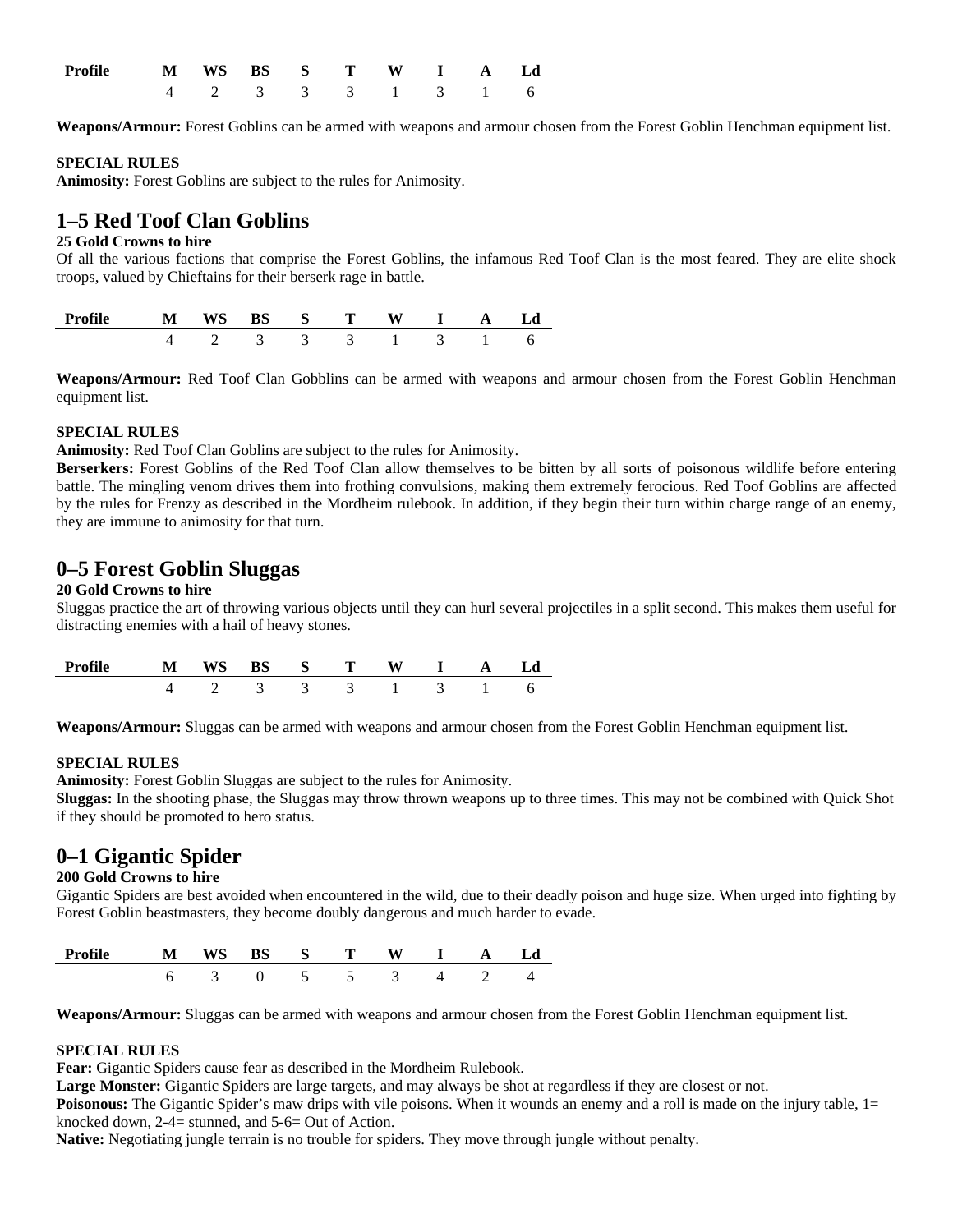| Profile | M | WS | BS | S | T | W | I | A | Ld |
|---|---|---|---|---|---|---|---|---|---|
| | 4 | 2 | 3 | 3 | 3 | 1 | 3 | 1 | 6 |

**Weapons/Armour:** Forest Goblins can be armed with weapons and armour chosen from the Forest Goblin Henchman equipment list.

**SPECIAL RULES**

**Animosity:** Forest Goblins are subject to the rules for Animosity.

## 1–5 Red Toof Clan Goblins

**25 Gold Crowns to hire**

Of all the various factions that comprise the Forest Goblins, the infamous Red Toof Clan is the most feared. They are elite shock troops, valued by Chieftains for their berserk rage in battle.

| Profile | M | WS | BS | S | T | W | I | A | Ld |
|---|---|---|---|---|---|---|---|---|---|
| | 4 | 2 | 3 | 3 | 3 | 1 | 3 | 1 | 6 |

**Weapons/Armour:** Red Toof Clan Gobblins can be armed with weapons and armour chosen from the Forest Goblin Henchman equipment list.

**SPECIAL RULES**

**Animosity:** Red Toof Clan Goblins are subject to the rules for Animosity.

**Berserkers:** Forest Goblins of the Red Toof Clan allow themselves to be bitten by all sorts of poisonous wildlife before entering battle. The mingling venom drives them into frothing convulsions, making them extremely ferocious. Red Toof Goblins are affected by the rules for Frenzy as described in the Mordheim rulebook. In addition, if they begin their turn within charge range of an enemy, they are immune to animosity for that turn.

## 0–5 Forest Goblin Sluggas

**20 Gold Crowns to hire**

Sluggas practice the art of throwing various objects until they can hurl several projectiles in a split second. This makes them useful for distracting enemies with a hail of heavy stones.

| Profile | M | WS | BS | S | T | W | I | A | Ld |
|---|---|---|---|---|---|---|---|---|---|
| | 4 | 2 | 3 | 3 | 3 | 1 | 3 | 1 | 6 |

**Weapons/Armour:** Sluggas can be armed with weapons and armour chosen from the Forest Goblin Henchman equipment list.

**SPECIAL RULES**

**Animosity:** Forest Goblin Sluggas are subject to the rules for Animosity.

**Sluggas:** In the shooting phase, the Sluggas may throw thrown weapons up to three times. This may not be combined with Quick Shot if they should be promoted to hero status.

## 0–1 Gigantic Spider

**200 Gold Crowns to hire**

Gigantic Spiders are best avoided when encountered in the wild, due to their deadly poison and huge size. When urged into fighting by Forest Goblin beastmasters, they become doubly dangerous and much harder to evade.

| Profile | M | WS | BS | S | T | W | I | A | Ld |
|---|---|---|---|---|---|---|---|---|---|
| | 6 | 3 | 0 | 5 | 5 | 3 | 4 | 2 | 4 |

**Weapons/Armour:** Sluggas can be armed with weapons and armour chosen from the Forest Goblin Henchman equipment list.

**SPECIAL RULES**

**Fear:** Gigantic Spiders cause fear as described in the Mordheim Rulebook.

**Large Monster:** Gigantic Spiders are large targets, and may always be shot at regardless if they are closest or not.

**Poisonous:** The Gigantic Spider's maw drips with vile poisons. When it wounds an enemy and a roll is made on the injury table, 1= knocked down, 2-4= stunned, and 5-6= Out of Action.

**Native:** Negotiating jungle terrain is no trouble for spiders. They move through jungle without penalty.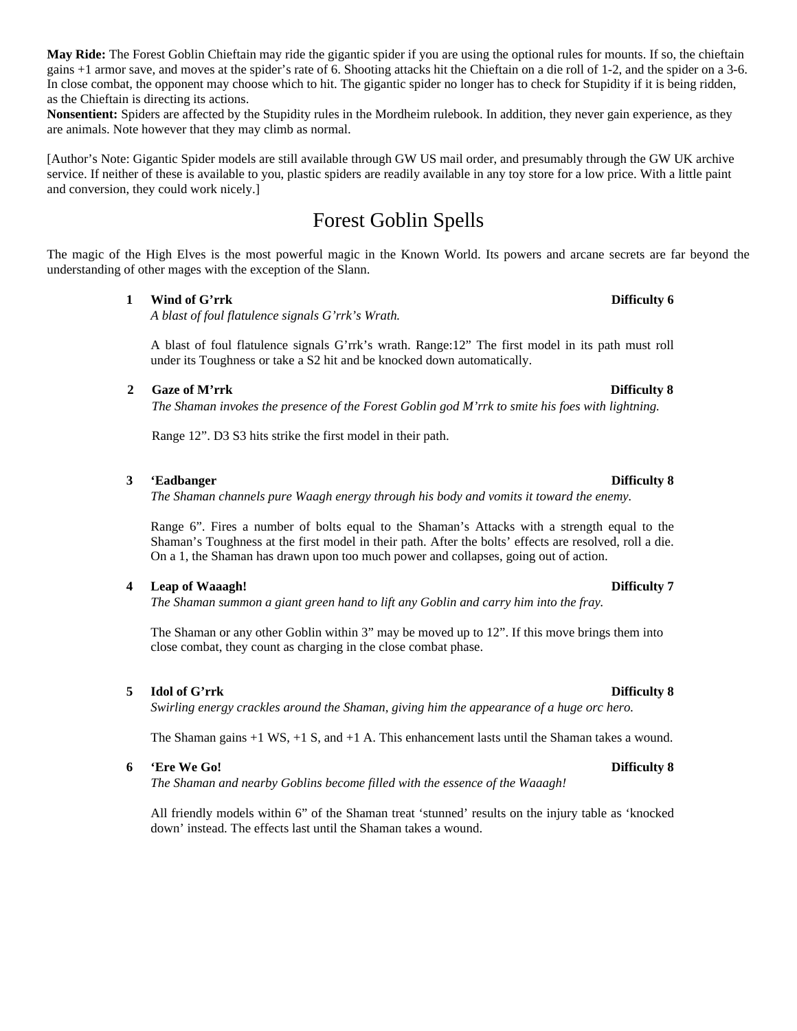**May Ride:** The Forest Goblin Chieftain may ride the gigantic spider if you are using the optional rules for mounts. If so, the chieftain gains +1 armor save, and moves at the spider's rate of 6. Shooting attacks hit the Chieftain on a die roll of 1-2, and the spider on a 3-6. In close combat, the opponent may choose which to hit. The gigantic spider no longer has to check for Stupidity if it is being ridden, as the Chieftain is directing its actions.

**Nonsentient:** Spiders are affected by the Stupidity rules in the Mordheim rulebook. In addition, they never gain experience, as they are animals. Note however that they may climb as normal.

[Author's Note: Gigantic Spider models are still available through GW US mail order, and presumably through the GW UK archive service. If neither of these is available to you, plastic spiders are readily available in any toy store for a low price. With a little paint and conversion, they could work nicely.]

# Forest Goblin Spells

The magic of the High Elves is the most powerful magic in the Known World. Its powers and arcane secrets are far beyond the understanding of other mages with the exception of the Slann.

**1 Wind of G'rrk** **Difficulty 6**

*A blast of foul flatulence signals G'rrk's Wrath.*

A blast of foul flatulence signals G'rrk's wrath. Range:12" The first model in its path must roll under its Toughness or take a S2 hit and be knocked down automatically.

**2 Gaze of M'rrk** **Difficulty 8**

*The Shaman invokes the presence of the Forest Goblin god M'rrk to smite his foes with lightning.*

Range 12". D3 S3 hits strike the first model in their path.

**3 'Eadbanger** **Difficulty 8**

*The Shaman channels pure Waagh energy through his body and vomits it toward the enemy.*

Range 6". Fires a number of bolts equal to the Shaman's Attacks with a strength equal to the Shaman's Toughness at the first model in their path. After the bolts' effects are resolved, roll a die. On a 1, the Shaman has drawn upon too much power and collapses, going out of action.

**4 Leap of Waaagh!** **Difficulty 7**

*The Shaman summon a giant green hand to lift any Goblin and carry him into the fray.*

The Shaman or any other Goblin within 3" may be moved up to 12". If this move brings them into close combat, they count as charging in the close combat phase.

**5 Idol of G'rrk** **Difficulty 8**

*Swirling energy crackles around the Shaman, giving him the appearance of a huge orc hero.*

The Shaman gains +1 WS, +1 S, and +1 A. This enhancement lasts until the Shaman takes a wound.

**6 'Ere We Go!** **Difficulty 8**

*The Shaman and nearby Goblins become filled with the essence of the Waaagh!*

All friendly models within 6" of the Shaman treat 'stunned' results on the injury table as 'knocked down' instead. The effects last until the Shaman takes a wound.